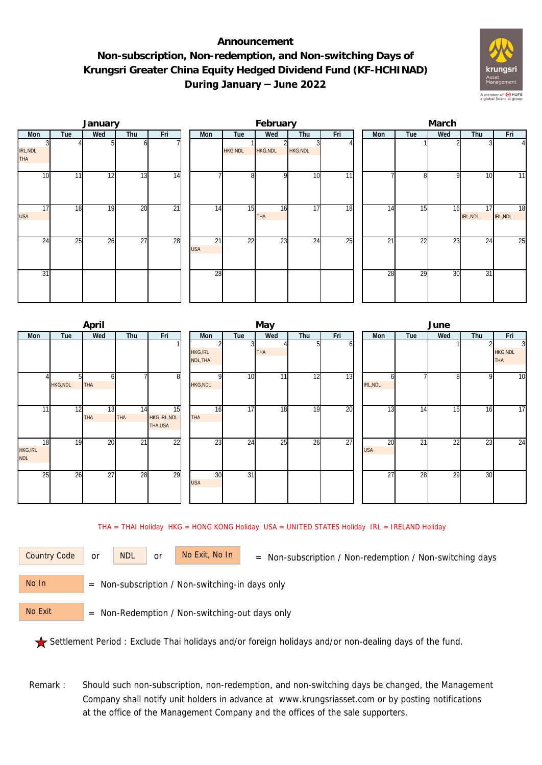# Announcement
## Non-subscription, Non-redemption, and Non-switching Days of Krungsri Greater China Equity Hedged Dividend Fund (KF-HCHINAD) During January – June 2022

### January

| Mon | Tue | Wed | Thu | Fri |
|---|---|---|---|---|
| 3 IRL,NDL THA | 4 | 5 | 6 | 7 |
| 10 | 11 | 12 | 13 | 14 |
| 17 USA | 18 | 19 | 20 | 21 |
| 24 | 25 | 26 | 27 | 28 |
| 31 | | | | |

### February

| Mon | Tue | Wed | Thu | Fri |
|---|---|---|---|---|
| | 1 HKG,NDL | 2 HKG,NDL | 3 HKG,NDL | 4 |
| 7 | 8 | 9 | 10 | 11 |
| 14 | 15 | 16 THA | 17 | 18 |
| 21 USA | 22 | 23 | 24 | 25 |
| 28 | | | | |

### March

| Mon | Tue | Wed | Thu | Fri |
|---|---|---|---|---|
| | 1 | 2 | 3 | 4 |
| 7 | 8 | 9 | 10 | 11 |
| 14 | 15 | 16 | 17 IRL,NDL | 18 IRL,NDL |
| 21 | 22 | 23 | 24 | 25 |
| 28 | 29 | 30 | 31 | |

### April

| Mon | Tue | Wed | Thu | Fri |
|---|---|---|---|---|
| | | | | 1 |
| 4 | 5 HKG,NDL | 6 THA | 7 | 8 |
| 11 | 12 | 13 THA | 14 THA | 15 HKG,IRL,NDL THA,USA |
| 18 HKG,IRL NDL | 19 | 20 | 21 | 22 |
| 25 | 26 | 27 | 28 | 29 |

### May

| Mon | Tue | Wed | Thu | Fri |
|---|---|---|---|---|
| 2 HKG,IRL NDL,THA | 3 | 4 THA | 5 | 6 |
| 9 HKG,NDL | 10 | 11 | 12 | 13 |
| 16 THA | 17 | 18 | 19 | 20 |
| 23 | 24 | 25 | 26 | 27 |
| 30 USA | 31 | | | |

### June

| Mon | Tue | Wed | Thu | Fri |
|---|---|---|---|---|
| | | 1 | 2 | 3 HKG,NDL THA |
| 6 IRL,NDL | 7 | 8 | 9 | 10 |
| 13 | 14 | 15 | 16 | 17 |
| 20 USA | 21 | 22 | 23 | 24 |
| 27 | 28 | 29 | 30 | |

THA = THAI Holiday HKG = HONG KONG Holiday USA = UNITED STATES Holiday IRL = IRELAND Holiday

Country Code or NDL or No Exit, No In = Non-subscription / Non-redemption / Non-switching days

No In = Non-subscription / Non-switching-in days only

No Exit = Non-Redemption / Non-switching-out days only

★ Settlement Period : Exclude Thai holidays and/or foreign holidays and/or non-dealing days of the fund.

Remark : Should such non-subscription, non-redemption, and non-switching days be changed, the Management Company shall notify unit holders in advance at www.krungsriasset.com or by posting notifications at the office of the Management Company and the offices of the sale supporters.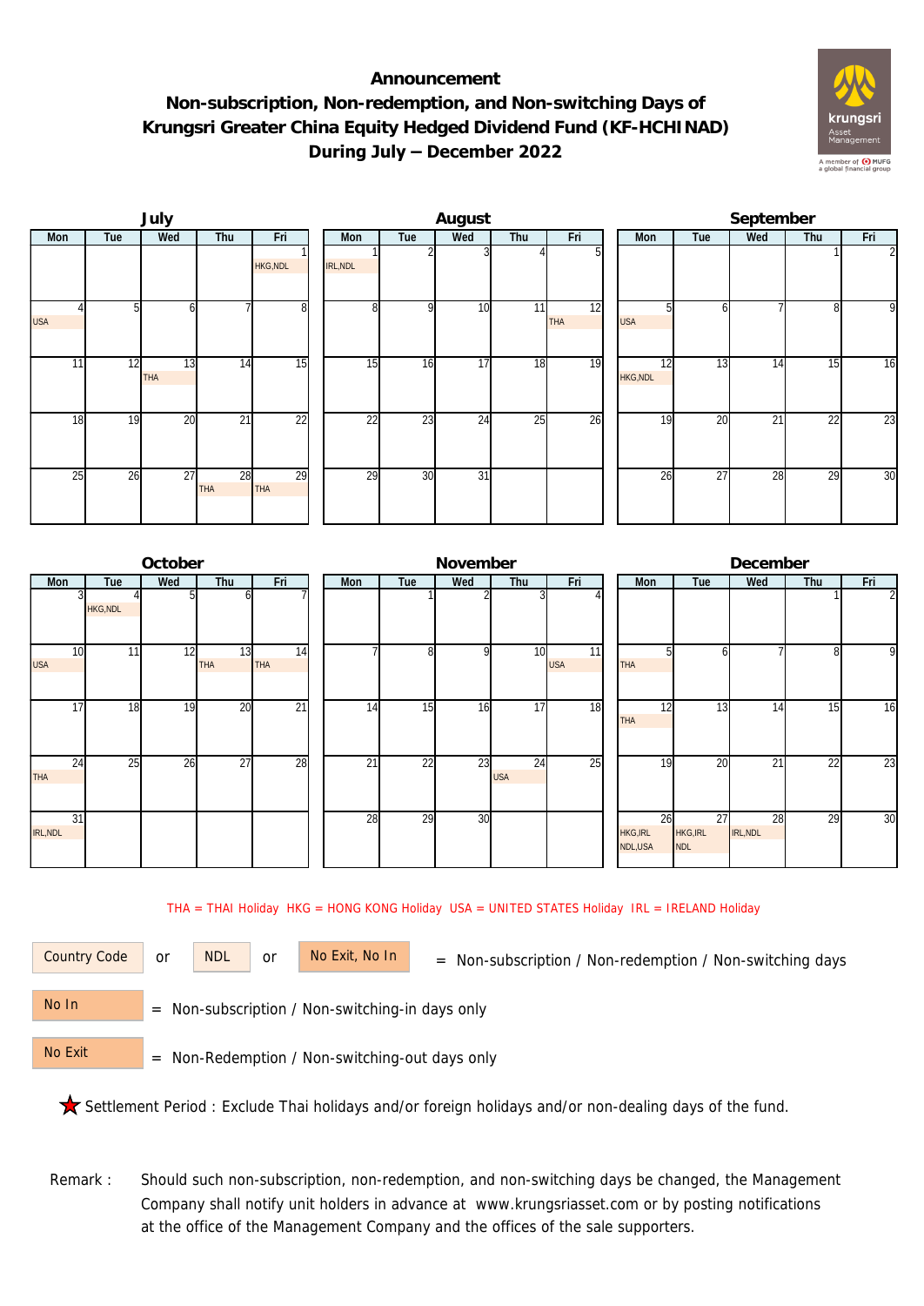# Announcement

## Non-subscription, Non-redemption, and Non-switching Days of Krungsri Greater China Equity Hedged Dividend Fund (KF-HCHINAD) During July – December 2022

### July

| Mon | Tue | Wed | Thu | Fri |
|---|---|---|---|---|
| | | | | 1 HKG,NDL |
| 4 USA | 5 | 6 | 7 | 8 |
| 11 | 12 | 13 THA | 14 | 15 |
| 18 | 19 | 20 | 21 | 22 |
| 25 | 26 | 27 | 28 THA | 29 THA |

### August

| Mon | Tue | Wed | Thu | Fri |
|---|---|---|---|---|
| 1 IRL,NDL | 2 | 3 | 4 | 5 |
| 8 | 9 | 10 | 11 | 12 THA |
| 15 | 16 | 17 | 18 | 19 |
| 22 | 23 | 24 | 25 | 26 |
| 29 | 30 | 31 | | |

### September

| Mon | Tue | Wed | Thu | Fri |
|---|---|---|---|---|
| | | | 1 | 2 |
| 5 USA | 6 | 7 | 8 | 9 |
| 12 HKG,NDL | 13 | 14 | 15 | 16 |
| 19 | 20 | 21 | 22 | 23 |
| 26 | 27 | 28 | 29 | 30 |

### October

| Mon | Tue | Wed | Thu | Fri |
|---|---|---|---|---|
| 3 | 4 HKG,NDL | 5 | 6 | 7 |
| 10 USA | 11 | 12 | 13 THA | 14 THA |
| 17 | 18 | 19 | 20 | 21 |
| 24 THA | 25 | 26 | 27 | 28 |
| 31 IRL,NDL | | | | |

### November

| Mon | Tue | Wed | Thu | Fri |
|---|---|---|---|---|
| | 1 | 2 | 3 | 4 |
| 7 | 8 | 9 | 10 | 11 USA |
| 14 | 15 | 16 | 17 | 18 |
| 21 | 22 | 23 | 24 USA | 25 |
| 28 | 29 | 30 | | |

### December

| Mon | Tue | Wed | Thu | Fri |
|---|---|---|---|---|
| | | | 1 | 2 |
| 5 THA | 6 | 7 | 8 | 9 |
| 12 THA | 13 | 14 | 15 | 16 |
| 19 | 20 | 21 | 22 | 23 |
| 26 HKG,IRL NDL,USA | 27 HKG,IRL NDL | 28 IRL,NDL | 29 | 30 |

THA = THAI Holiday HKG = HONG KONG Holiday USA = UNITED STATES Holiday IRL = IRELAND Holiday

Country Code or NDL or No Exit, No In = Non-subscription / Non-redemption / Non-switching days

No In = Non-subscription / Non-switching-in days only

No Exit = Non-Redemption / Non-switching-out days only

★ Settlement Period : Exclude Thai holidays and/or foreign holidays and/or non-dealing days of the fund.

Remark : Should such non-subscription, non-redemption, and non-switching days be changed, the Management Company shall notify unit holders in advance at www.krungsriasset.com or by posting notifications at the office of the Management Company and the offices of the sale supporters.